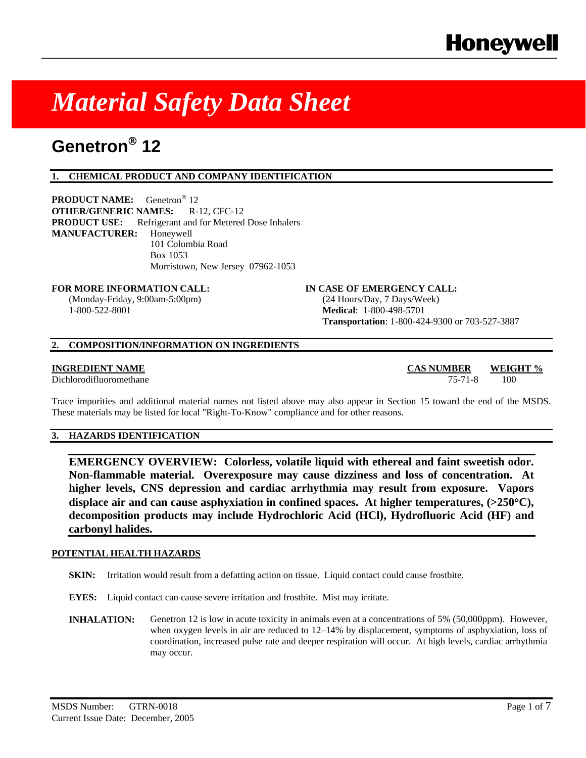Honeywell

# *Material Safety Data Sheet*

## Genetron® 12

### 1. CHEMICAL PRODUCT AND COMPANY IDENTIFICATION

**PRODUCT NAME:** Genetron® 12
**OTHER/GENERIC NAMES:** R-12, CFC-12
**PRODUCT USE:** Refrigerant and for Metered Dose Inhalers
**MANUFACTURER:** Honeywell
101 Columbia Road
Box 1053
Morristown, New Jersey 07962-1053

**FOR MORE INFORMATION CALL:**
(Monday-Friday, 9:00am-5:00pm)
1-800-522-8001

**IN CASE OF EMERGENCY CALL:**
(24 Hours/Day, 7 Days/Week)
**Medical**: 1-800-498-5701
**Transportation**: 1-800-424-9300 or 703-527-3887

### 2. COMPOSITION/INFORMATION ON INGREDIENTS

| INGREDIENT NAME | CAS NUMBER | WEIGHT % |
|---|---|---|
| Dichlorodifluoromethane | 75-71-8 | 100 |

Trace impurities and additional material names not listed above may also appear in Section 15 toward the end of the MSDS. These materials may be listed for local "Right-To-Know" compliance and for other reasons.

### 3. HAZARDS IDENTIFICATION

**EMERGENCY OVERVIEW: Colorless, volatile liquid with ethereal and faint sweetish odor. Non-flammable material. Overexposure may cause dizziness and loss of concentration. At higher levels, CNS depression and cardiac arrhythmia may result from exposure. Vapors displace air and can cause asphyxiation in confined spaces. At higher temperatures, (>250°C), decomposition products may include Hydrochloric Acid (HCl), Hydrofluoric Acid (HF) and carbonyl halides.**

**POTENTIAL HEALTH HAZARDS**

**SKIN:** Irritation would result from a defatting action on tissue. Liquid contact could cause frostbite.

**EYES:** Liquid contact can cause severe irritation and frostbite. Mist may irritate.

**INHALATION:** Genetron 12 is low in acute toxicity in animals even at a concentrations of 5% (50,000ppm). However, when oxygen levels in air are reduced to 12–14% by displacement, symptoms of asphyxiation, loss of coordination, increased pulse rate and deeper respiration will occur. At high levels, cardiac arrhythmia may occur.

MSDS Number: GTRN-0018
Current Issue Date: December, 2005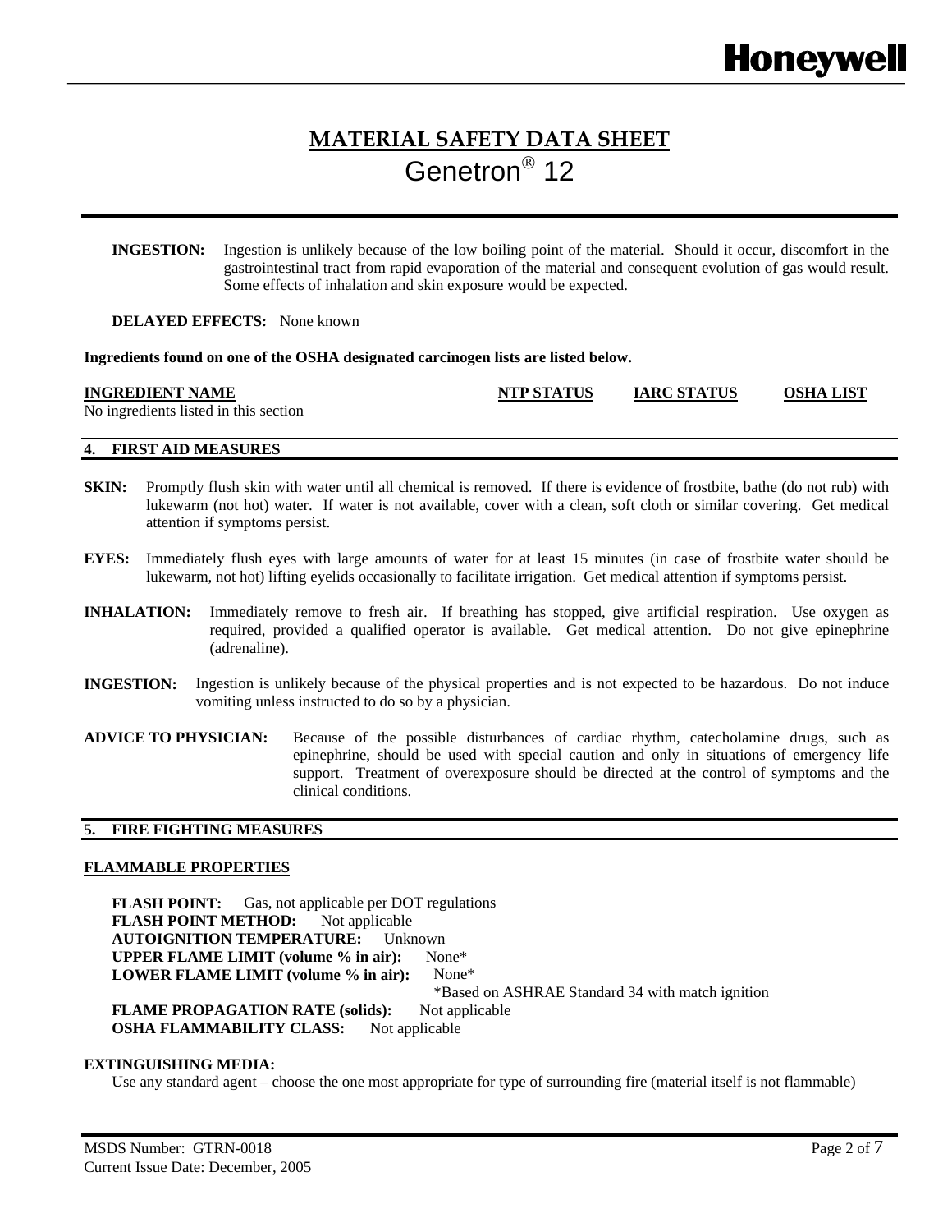**INGESTION:** Ingestion is unlikely because of the low boiling point of the material. Should it occur, discomfort in the gastrointestinal tract from rapid evaporation of the material and consequent evolution of gas would result. Some effects of inhalation and skin exposure would be expected.

**DELAYED EFFECTS:** None known

**Ingredients found on one of the OSHA designated carcinogen lists are listed below.**

| INGREDIENT NAME | NTP STATUS | IARC STATUS | OSHA LIST |
|---|---|---|---|
| No ingredients listed in this section | | | |

## 4. FIRST AID MEASURES

**SKIN:** Promptly flush skin with water until all chemical is removed. If there is evidence of frostbite, bathe (do not rub) with lukewarm (not hot) water. If water is not available, cover with a clean, soft cloth or similar covering. Get medical attention if symptoms persist.

**EYES:** Immediately flush eyes with large amounts of water for at least 15 minutes (in case of frostbite water should be lukewarm, not hot) lifting eyelids occasionally to facilitate irrigation. Get medical attention if symptoms persist.

**INHALATION:** Immediately remove to fresh air. If breathing has stopped, give artificial respiration. Use oxygen as required, provided a qualified operator is available. Get medical attention. Do not give epinephrine (adrenaline).

**INGESTION:** Ingestion is unlikely because of the physical properties and is not expected to be hazardous. Do not induce vomiting unless instructed to do so by a physician.

**ADVICE TO PHYSICIAN:** Because of the possible disturbances of cardiac rhythm, catecholamine drugs, such as epinephrine, should be used with special caution and only in situations of emergency life support. Treatment of overexposure should be directed at the control of symptoms and the clinical conditions.

## 5. FIRE FIGHTING MEASURES

### FLAMMABLE PROPERTIES

**FLASH POINT:** Gas, not applicable per DOT regulations
**FLASH POINT METHOD:** Not applicable
**AUTOIGNITION TEMPERATURE:** Unknown
**UPPER FLAME LIMIT (volume % in air):** None*
**LOWER FLAME LIMIT (volume % in air):** None*
*Based on ASHRAE Standard 34 with match ignition
**FLAME PROPAGATION RATE (solids):** Not applicable
**OSHA FLAMMABILITY CLASS:** Not applicable

**EXTINGUISHING MEDIA:**
Use any standard agent – choose the one most appropriate for type of surrounding fire (material itself is not flammable)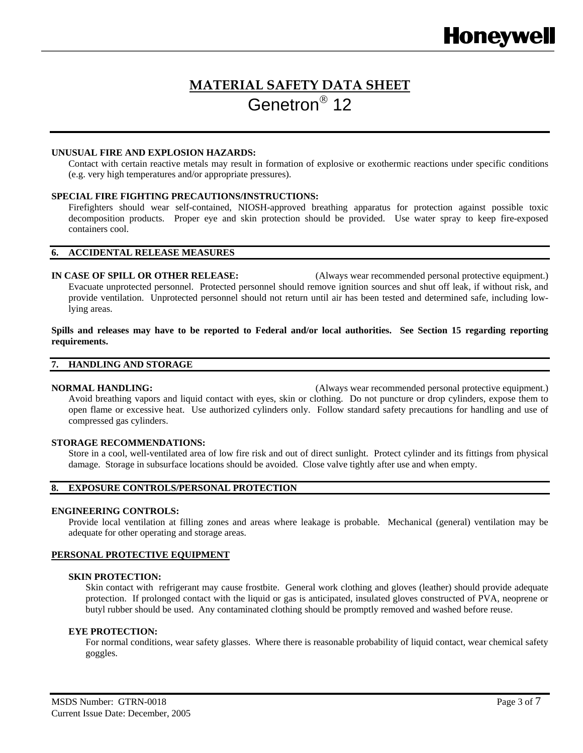**UNUSUAL FIRE AND EXPLOSION HAZARDS:**

Contact with certain reactive metals may result in formation of explosive or exothermic reactions under specific conditions (e.g. very high temperatures and/or appropriate pressures).

**SPECIAL FIRE FIGHTING PRECAUTIONS/INSTRUCTIONS:**

Firefighters should wear self-contained, NIOSH-approved breathing apparatus for protection against possible toxic decomposition products. Proper eye and skin protection should be provided. Use water spray to keep fire-exposed containers cool.

## 6. ACCIDENTAL RELEASE MEASURES

**IN CASE OF SPILL OR OTHER RELEASE:** (Always wear recommended personal protective equipment.)

Evacuate unprotected personnel. Protected personnel should remove ignition sources and shut off leak, if without risk, and provide ventilation. Unprotected personnel should not return until air has been tested and determined safe, including low-lying areas.

**Spills and releases may have to be reported to Federal and/or local authorities. See Section 15 regarding reporting requirements.**

## 7. HANDLING AND STORAGE

**NORMAL HANDLING:** (Always wear recommended personal protective equipment.)

Avoid breathing vapors and liquid contact with eyes, skin or clothing. Do not puncture or drop cylinders, expose them to open flame or excessive heat. Use authorized cylinders only. Follow standard safety precautions for handling and use of compressed gas cylinders.

**STORAGE RECOMMENDATIONS:**

Store in a cool, well-ventilated area of low fire risk and out of direct sunlight. Protect cylinder and its fittings from physical damage. Storage in subsurface locations should be avoided. Close valve tightly after use and when empty.

## 8. EXPOSURE CONTROLS/PERSONAL PROTECTION

**ENGINEERING CONTROLS:**

Provide local ventilation at filling zones and areas where leakage is probable. Mechanical (general) ventilation may be adequate for other operating and storage areas.

**PERSONAL PROTECTIVE EQUIPMENT**

**SKIN PROTECTION:**

Skin contact with refrigerant may cause frostbite. General work clothing and gloves (leather) should provide adequate protection. If prolonged contact with the liquid or gas is anticipated, insulated gloves constructed of PVA, neoprene or butyl rubber should be used. Any contaminated clothing should be promptly removed and washed before reuse.

**EYE PROTECTION:**

For normal conditions, wear safety glasses. Where there is reasonable probability of liquid contact, wear chemical safety goggles.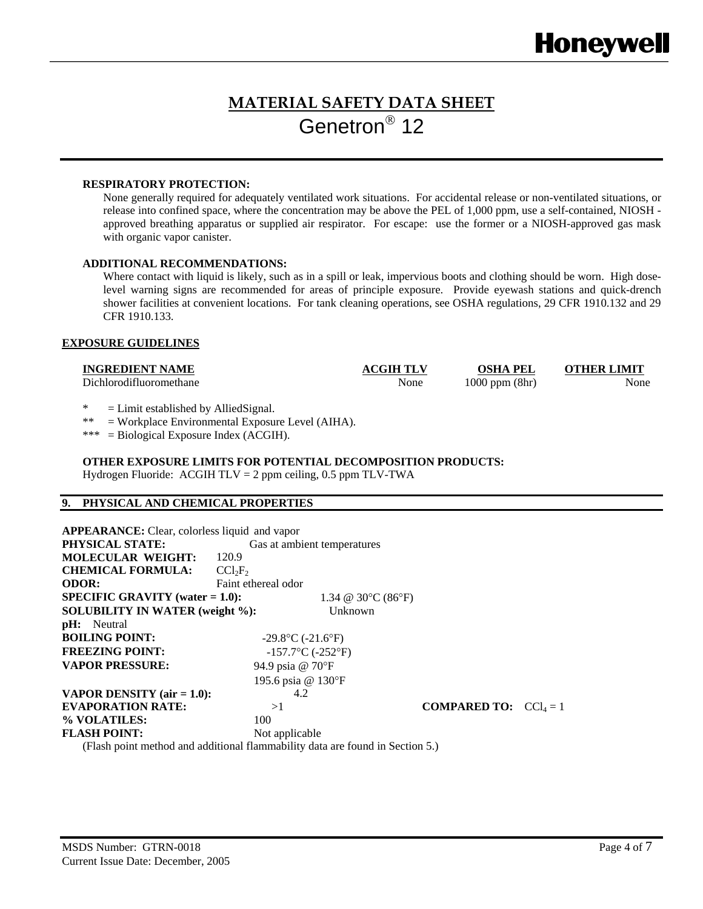**RESPIRATORY PROTECTION:**

None generally required for adequately ventilated work situations. For accidental release or non-ventilated situations, or release into confined space, where the concentration may be above the PEL of 1,000 ppm, use a self-contained, NIOSH - approved breathing apparatus or supplied air respirator. For escape: use the former or a NIOSH-approved gas mask with organic vapor canister.

**ADDITIONAL RECOMMENDATIONS:**

Where contact with liquid is likely, such as in a spill or leak, impervious boots and clothing should be worn. High dose-level warning signs are recommended for areas of principle exposure. Provide eyewash stations and quick-drench shower facilities at convenient locations. For tank cleaning operations, see OSHA regulations, 29 CFR 1910.132 and 29 CFR 1910.133.

**EXPOSURE GUIDELINES**

| INGREDIENT NAME | ACGIH TLV | OSHA PEL | OTHER LIMIT |
|---|---|---|---|
| Dichlorodifluoromethane | None | 1000 ppm (8hr) | None |

\* = Limit established by AlliedSignal.
\*\* = Workplace Environmental Exposure Level (AIHA).
\*\*\* = Biological Exposure Index (ACGIH).

**OTHER EXPOSURE LIMITS FOR POTENTIAL DECOMPOSITION PRODUCTS:**

Hydrogen Fluoride: ACGIH TLV = 2 ppm ceiling, 0.5 ppm TLV-TWA

## 9. PHYSICAL AND CHEMICAL PROPERTIES

**APPEARANCE:** Clear, colorless liquid and vapor
**PHYSICAL STATE:** Gas at ambient temperatures
**MOLECULAR WEIGHT:** 120.9
**CHEMICAL FORMULA:** $CCl_2F_2$
**ODOR:** Faint ethereal odor
**SPECIFIC GRAVITY (water = 1.0):** 1.34 @ 30°C (86°F)
**SOLUBILITY IN WATER (weight %):** Unknown
**pH:** Neutral
**BOILING POINT:** -29.8°C (-21.6°F)
**FREEZING POINT:** -157.7°C (-252°F)
**VAPOR PRESSURE:** 94.9 psia @ 70°F
195.6 psia @ 130°F
**VAPOR DENSITY (air = 1.0):** 4.2
**EVAPORATION RATE:** >1 **COMPARED TO:** $CCl_4$ = 1
**% VOLATILES:** 100
**FLASH POINT:** Not applicable
(Flash point method and additional flammability data are found in Section 5.)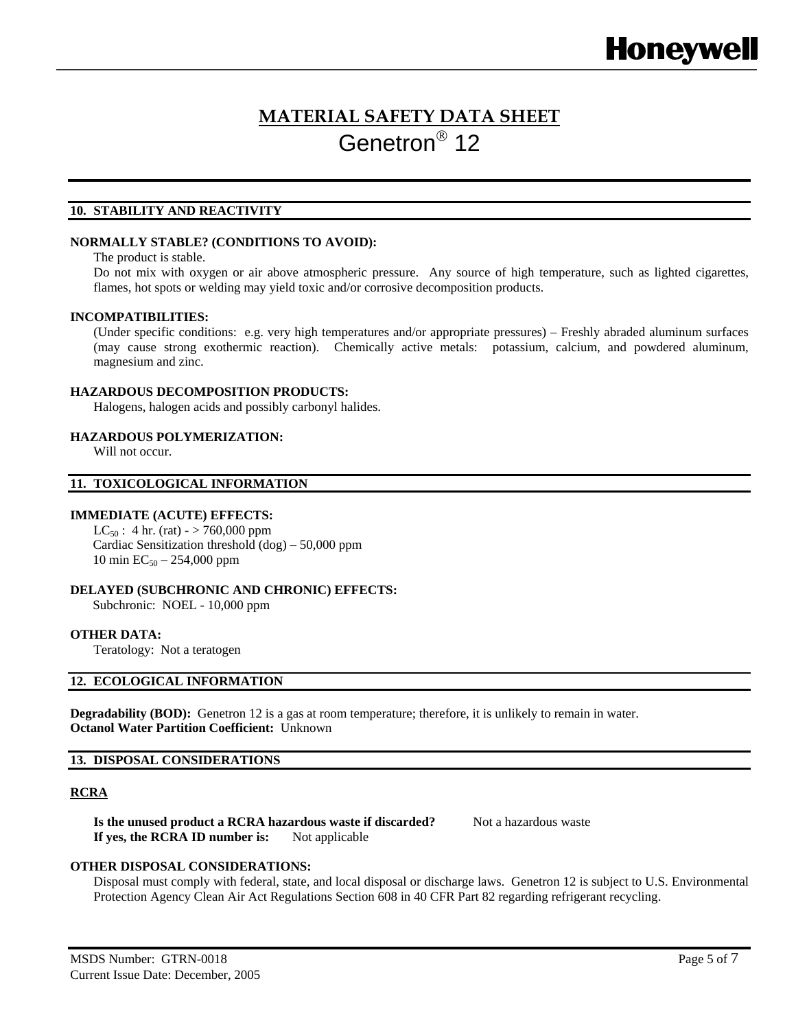# MATERIAL SAFETY DATA SHEET

## Genetron® 12

## 10. STABILITY AND REACTIVITY

**NORMALLY STABLE? (CONDITIONS TO AVOID):**

The product is stable.

Do not mix with oxygen or air above atmospheric pressure. Any source of high temperature, such as lighted cigarettes, flames, hot spots or welding may yield toxic and/or corrosive decomposition products.

**INCOMPATIBILITIES:**

(Under specific conditions: e.g. very high temperatures and/or appropriate pressures) – Freshly abraded aluminum surfaces (may cause strong exothermic reaction). Chemically active metals: potassium, calcium, and powdered aluminum, magnesium and zinc.

**HAZARDOUS DECOMPOSITION PRODUCTS:**

Halogens, halogen acids and possibly carbonyl halides.

**HAZARDOUS POLYMERIZATION:**

Will not occur.

## 11. TOXICOLOGICAL INFORMATION

**IMMEDIATE (ACUTE) EFFECTS:**

$LC_{50}$ : 4 hr. (rat) - > 760,000 ppm
Cardiac Sensitization threshold (dog) – 50,000 ppm
10 min $EC_{50}$ – 254,000 ppm

**DELAYED (SUBCHRONIC AND CHRONIC) EFFECTS:**

Subchronic: NOEL - 10,000 ppm

**OTHER DATA:**

Teratology: Not a teratogen

## 12. ECOLOGICAL INFORMATION

**Degradability (BOD):** Genetron 12 is a gas at room temperature; therefore, it is unlikely to remain in water.
**Octanol Water Partition Coefficient:** Unknown

## 13. DISPOSAL CONSIDERATIONS

**RCRA**

**Is the unused product a RCRA hazardous waste if discarded?** Not a hazardous waste
**If yes, the RCRA ID number is:** Not applicable

**OTHER DISPOSAL CONSIDERATIONS:**

Disposal must comply with federal, state, and local disposal or discharge laws. Genetron 12 is subject to U.S. Environmental Protection Agency Clean Air Act Regulations Section 608 in 40 CFR Part 82 regarding refrigerant recycling.

MSDS Number: GTRN-0018
Current Issue Date: December, 2005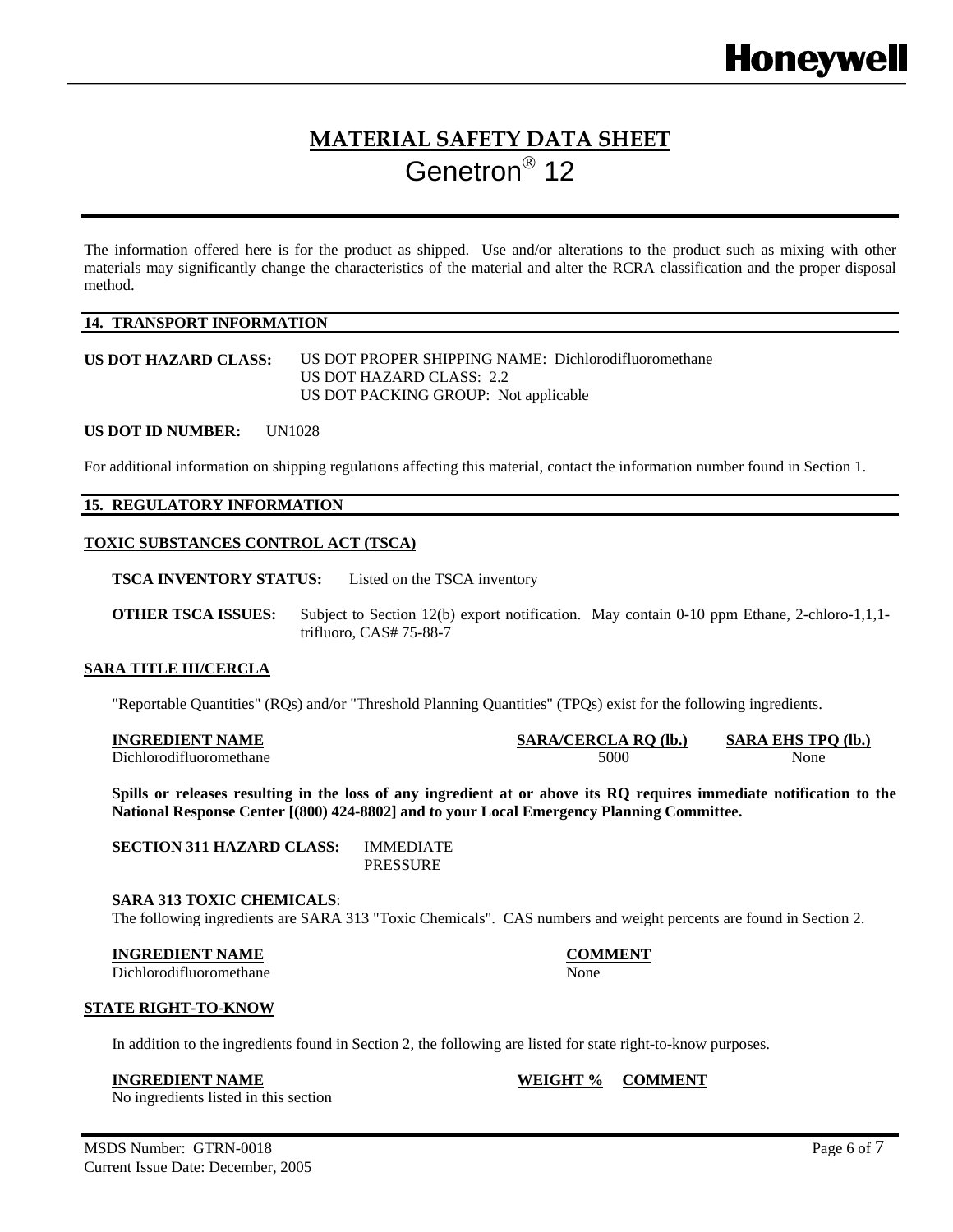# MATERIAL SAFETY DATA SHEET
## Genetron® 12

The information offered here is for the product as shipped. Use and/or alterations to the product such as mixing with other materials may significantly change the characteristics of the material and alter the RCRA classification and the proper disposal method.

## 14. TRANSPORT INFORMATION

**US DOT HAZARD CLASS:** US DOT PROPER SHIPPING NAME: Dichlorodifluoromethane
US DOT HAZARD CLASS: 2.2
US DOT PACKING GROUP: Not applicable

**US DOT ID NUMBER:** UN1028

For additional information on shipping regulations affecting this material, contact the information number found in Section 1.

## 15. REGULATORY INFORMATION

**TOXIC SUBSTANCES CONTROL ACT (TSCA)**

**TSCA INVENTORY STATUS:** Listed on the TSCA inventory

**OTHER TSCA ISSUES:** Subject to Section 12(b) export notification. May contain 0-10 ppm Ethane, 2-chloro-1,1,1-trifluoro, CAS# 75-88-7

**SARA TITLE III/CERCLA**

"Reportable Quantities" (RQs) and/or "Threshold Planning Quantities" (TPQs) exist for the following ingredients.

| INGREDIENT NAME | SARA/CERCLA RQ (lb.) | SARA EHS TPQ (lb.) |
|---|---|---|
| Dichlorodifluoromethane | 5000 | None |

**Spills or releases resulting in the loss of any ingredient at or above its RQ requires immediate notification to the National Response Center [(800) 424-8802] and to your Local Emergency Planning Committee.**

**SECTION 311 HAZARD CLASS:** IMMEDIATE
PRESSURE

**SARA 313 TOXIC CHEMICALS**:
The following ingredients are SARA 313 "Toxic Chemicals". CAS numbers and weight percents are found in Section 2.

| INGREDIENT NAME | COMMENT |
|---|---|
| Dichlorodifluoromethane | None |

**STATE RIGHT-TO-KNOW**

In addition to the ingredients found in Section 2, the following are listed for state right-to-know purposes.

| INGREDIENT NAME | WEIGHT % | COMMENT |
|---|---|---|
| No ingredients listed in this section | | |

MSDS Number: GTRN-0018
Current Issue Date: December, 2005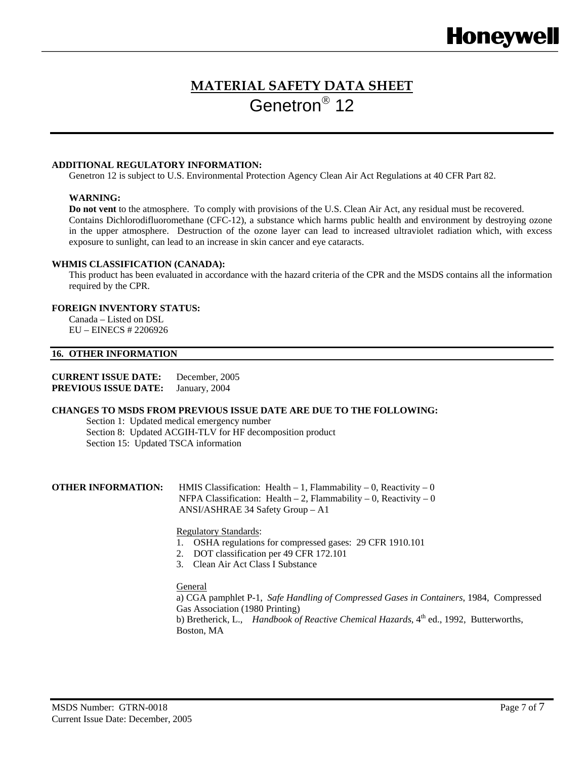**Honeywell**

# MATERIAL SAFETY DATA SHEET
## Genetron® 12

**ADDITIONAL REGULATORY INFORMATION:**

Genetron 12 is subject to U.S. Environmental Protection Agency Clean Air Act Regulations at 40 CFR Part 82.

**WARNING:**

**Do not vent** to the atmosphere. To comply with provisions of the U.S. Clean Air Act, any residual must be recovered. Contains Dichlorodifluoromethane (CFC-12), a substance which harms public health and environment by destroying ozone in the upper atmosphere. Destruction of the ozone layer can lead to increased ultraviolet radiation which, with excess exposure to sunlight, can lead to an increase in skin cancer and eye cataracts.

**WHMIS CLASSIFICATION (CANADA):**

This product has been evaluated in accordance with the hazard criteria of the CPR and the MSDS contains all the information required by the CPR.

**FOREIGN INVENTORY STATUS:**

Canada – Listed on DSL
EU – EINECS # 2206926

## 16. OTHER INFORMATION

**CURRENT ISSUE DATE:** December, 2005
**PREVIOUS ISSUE DATE:** January, 2004

**CHANGES TO MSDS FROM PREVIOUS ISSUE DATE ARE DUE TO THE FOLLOWING:**

Section 1: Updated medical emergency number
Section 8: Updated ACGIH-TLV for HF decomposition product
Section 15: Updated TSCA information

**OTHER INFORMATION:**

HMIS Classification: Health – 1, Flammability – 0, Reactivity – 0
NFPA Classification: Health – 2, Flammability – 0, Reactivity – 0
ANSI/ASHRAE 34 Safety Group – A1

Regulatory Standards:

1. OSHA regulations for compressed gases: 29 CFR 1910.101
2. DOT classification per 49 CFR 172.101
3. Clean Air Act Class I Substance

General

a) CGA pamphlet P-1, *Safe Handling of Compressed Gases in Containers*, 1984, Compressed Gas Association (1980 Printing)
b) Bretherick, L., *Handbook of Reactive Chemical Hazards*, 4th ed., 1992, Butterworths, Boston, MA

MSDS Number: GTRN-0018
Current Issue Date: December, 2005